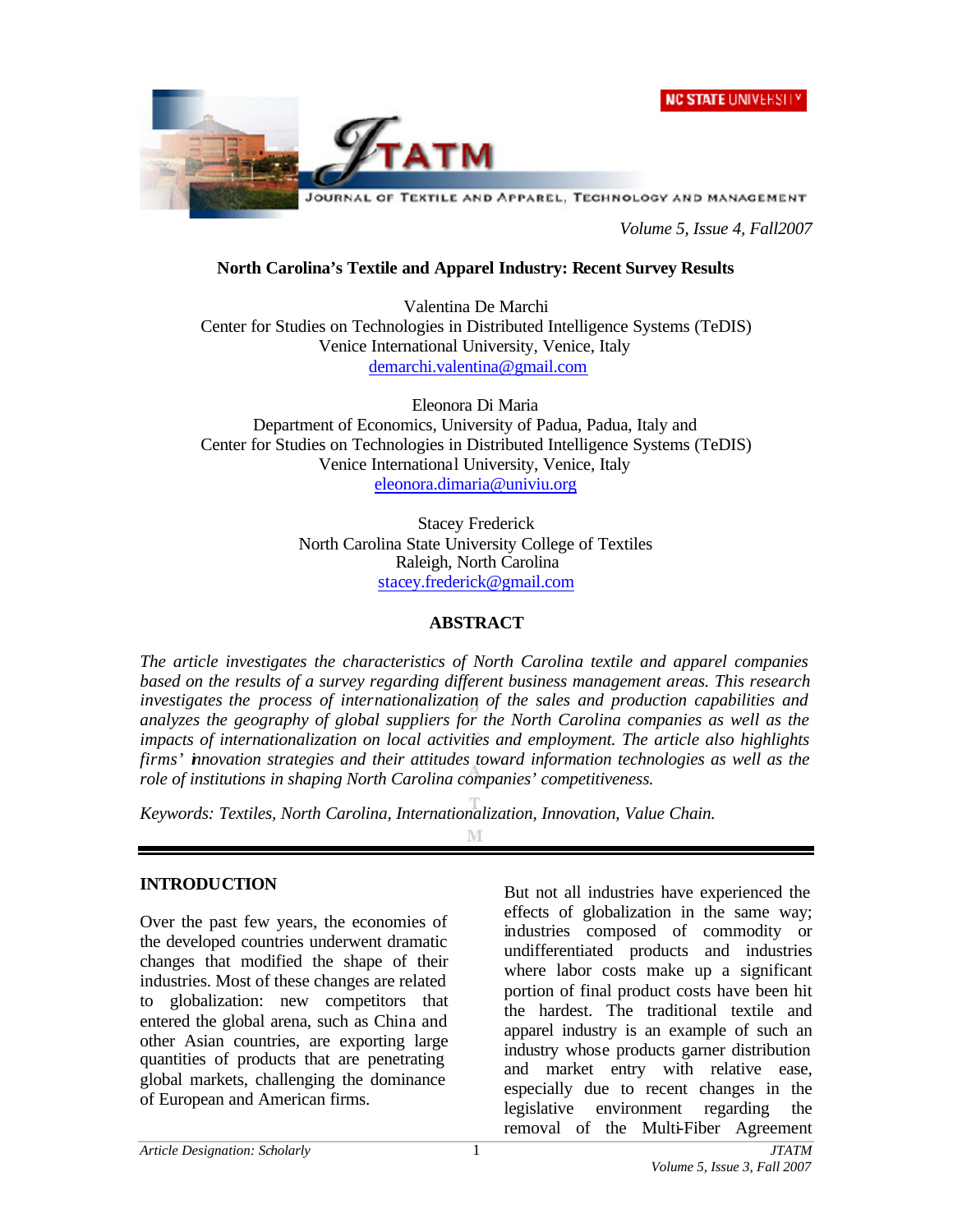# North Carolina's Textile and Apparel Industry: Recent Survey Results

Valentina De Marchi
Center for Studies on Technologies in Distributed Intelligence Systems (TeDIS)
Venice International University, Venice, Italy
demarchi.valentina@gmail.com

Eleonora Di Maria
Department of Economics, University of Padua, Padua, Italy and
Center for Studies on Technologies in Distributed Intelligence Systems (TeDIS)
Venice International University, Venice, Italy
eleonora.dimaria@univiu.org

Stacey Frederick
North Carolina State University College of Textiles
Raleigh, North Carolina
stacey.frederick@gmail.com

## ABSTRACT

*The article investigates the characteristics of North Carolina textile and apparel companies based on the results of a survey regarding different business management areas. This research investigates the process of internationalization of the sales and production capabilities and analyzes the geography of global suppliers for the North Carolina companies as well as the impacts of internationalization on local activities and employment. The article also highlights firms' innovation strategies and their attitudes toward information technologies as well as the role of institutions in shaping North Carolina companies' competitiveness.*

*Keywords: Textiles, North Carolina, Internationalization, Innovation, Value Chain.*

## INTRODUCTION

Over the past few years, the economies of the developed countries underwent dramatic changes that modified the shape of their industries. Most of these changes are related to globalization: new competitors that entered the global arena, such as China and other Asian countries, are exporting large quantities of products that are penetrating global markets, challenging the dominance of European and American firms.

But not all industries have experienced the effects of globalization in the same way; industries composed of commodity or undifferentiated products and industries where labor costs make up a significant portion of final product costs have been hit the hardest. The traditional textile and apparel industry is an example of such an industry whose products garner distribution and market entry with relative ease, especially due to recent changes in the legislative environment regarding the removal of the Multi-Fiber Agreement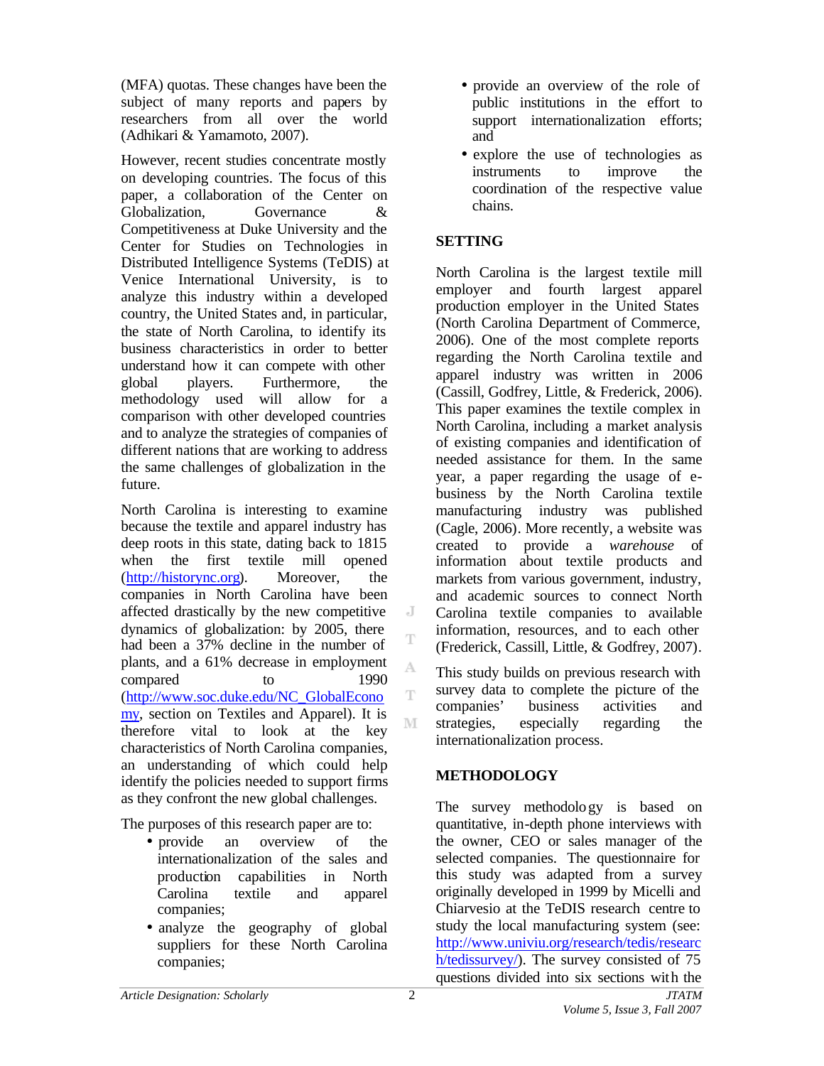(MFA) quotas. These changes have been the subject of many reports and papers by researchers from all over the world (Adhikari & Yamamoto, 2007).

However, recent studies concentrate mostly on developing countries. The focus of this paper, a collaboration of the Center on Globalization, Governance & Competitiveness at Duke University and the Center for Studies on Technologies in Distributed Intelligence Systems (TeDIS) at Venice International University, is to analyze this industry within a developed country, the United States and, in particular, the state of North Carolina, to identify its business characteristics in order to better understand how it can compete with other global players. Furthermore, the methodology used will allow for a comparison with other developed countries and to analyze the strategies of companies of different nations that are working to address the same challenges of globalization in the future.

North Carolina is interesting to examine because the textile and apparel industry has deep roots in this state, dating back to 1815 when the first textile mill opened (http://historync.org). Moreover, the companies in North Carolina have been affected drastically by the new competitive dynamics of globalization: by 2005, there had been a 37% decline in the number of plants, and a 61% decrease in employment compared to 1990 (http://www.soc.duke.edu/NC_GlobalEconomy, section on Textiles and Apparel). It is therefore vital to look at the key characteristics of North Carolina companies, an understanding of which could help identify the policies needed to support firms as they confront the new global challenges.

The purposes of this research paper are to:

- provide an overview of the internationalization of the sales and production capabilities in North Carolina textile and apparel companies;
- analyze the geography of global suppliers for these North Carolina companies;
- provide an overview of the role of public institutions in the effort to support internationalization efforts; and
- explore the use of technologies as instruments to improve the coordination of the respective value chains.

## SETTING

North Carolina is the largest textile mill employer and fourth largest apparel production employer in the United States (North Carolina Department of Commerce, 2006). One of the most complete reports regarding the North Carolina textile and apparel industry was written in 2006 (Cassill, Godfrey, Little, & Frederick, 2006). This paper examines the textile complex in North Carolina, including a market analysis of existing companies and identification of needed assistance for them. In the same year, a paper regarding the usage of e-business by the North Carolina textile manufacturing industry was published (Cagle, 2006). More recently, a website was created to provide a *warehouse* of information about textile products and markets from various government, industry, and academic sources to connect North Carolina textile companies to available information, resources, and to each other (Frederick, Cassill, Little, & Godfrey, 2007).

This study builds on previous research with survey data to complete the picture of the companies' business activities and strategies, especially regarding the internationalization process.

## METHODOLOGY

The survey methodology is based on quantitative, in-depth phone interviews with the owner, CEO or sales manager of the selected companies. The questionnaire for this study was adapted from a survey originally developed in 1999 by Micelli and Chiarvesio at the TeDIS research centre to study the local manufacturing system (see: http://www.univiu.org/research/tedis/research/tedissurvey/). The survey consisted of 75 questions divided into six sections with the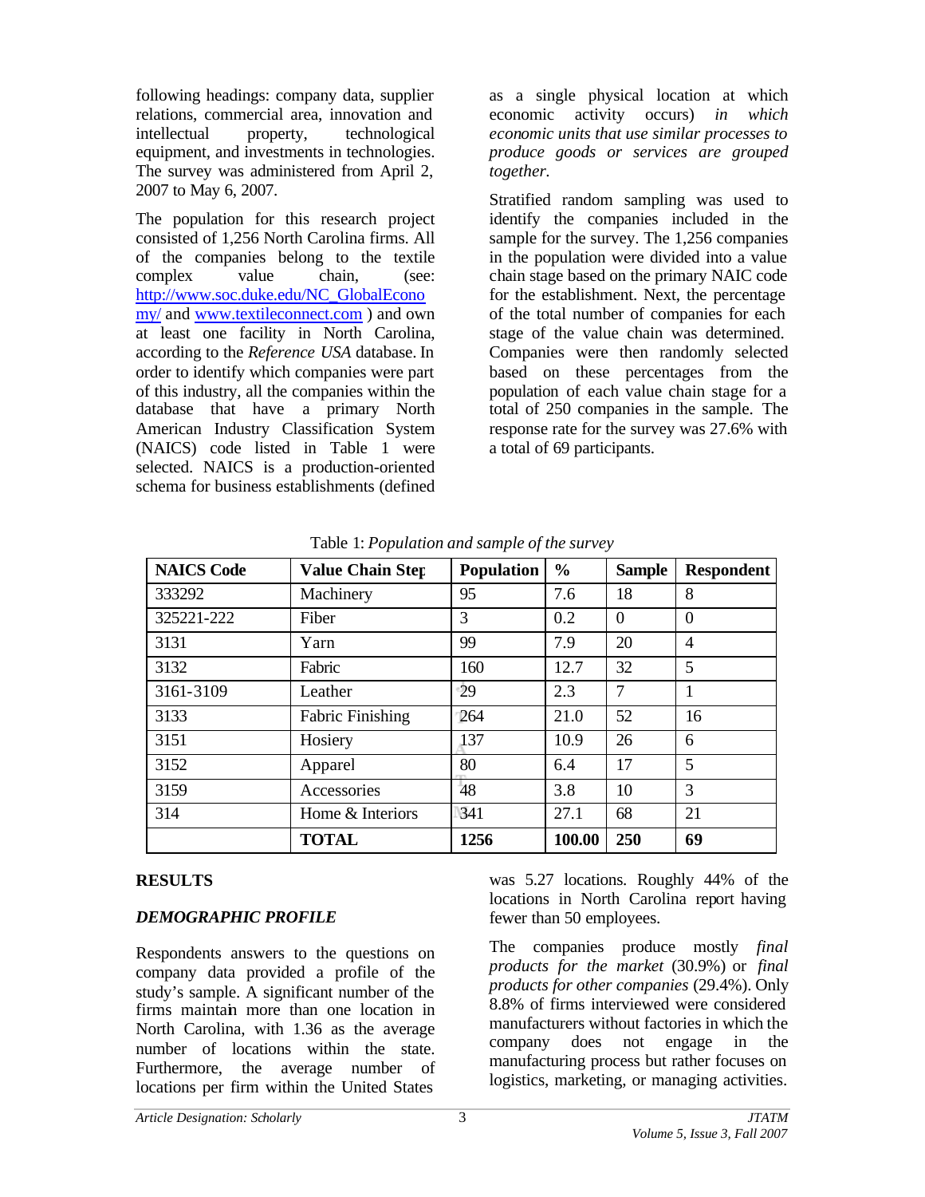following headings: company data, supplier relations, commercial area, innovation and intellectual property, technological equipment, and investments in technologies. The survey was administered from April 2, 2007 to May 6, 2007.

The population for this research project consisted of 1,256 North Carolina firms. All of the companies belong to the textile complex value chain, (see: http://www.soc.duke.edu/NC_GlobalEconomy/ and www.textileconnect.com ) and own at least one facility in North Carolina, according to the *Reference USA* database. In order to identify which companies were part of this industry, all the companies within the database that have a primary North American Industry Classification System (NAICS) code listed in Table 1 were selected. NAICS is a production-oriented schema for business establishments (defined as a single physical location at which economic activity occurs) *in which economic units that use similar processes to produce goods or services are grouped together.*

Stratified random sampling was used to identify the companies included in the sample for the survey. The 1,256 companies in the population were divided into a value chain stage based on the primary NAIC code for the establishment. Next, the percentage of the total number of companies for each stage of the value chain was determined. Companies were then randomly selected based on these percentages from the population of each value chain stage for a total of 250 companies in the sample. The response rate for the survey was 27.6% with a total of 69 participants.

Table 1: *Population and sample of the survey*

| NAICS Code | Value Chain Step | Population | % | Sample | Respondent |
|---|---|---|---|---|---|
| 333292 | Machinery | 95 | 7.6 | 18 | 8 |
| 325221-222 | Fiber | 3 | 0.2 | 0 | 0 |
| 3131 | Yarn | 99 | 7.9 | 20 | 4 |
| 3132 | Fabric | 160 | 12.7 | 32 | 5 |
| 3161-3109 | Leather | 29 | 2.3 | 7 | 1 |
| 3133 | Fabric Finishing | 264 | 21.0 | 52 | 16 |
| 3151 | Hosiery | 137 | 10.9 | 26 | 6 |
| 3152 | Apparel | 80 | 6.4 | 17 | 5 |
| 3159 | Accessories | 48 | 3.8 | 10 | 3 |
| 314 | Home & Interiors | 341 | 27.1 | 68 | 21 |
| | **TOTAL** | **1256** | **100.00** | **250** | **69** |

## RESULTS

### *DEMOGRAPHIC PROFILE*

Respondents answers to the questions on company data provided a profile of the study's sample. A significant number of the firms maintain more than one location in North Carolina, with 1.36 as the average number of locations within the state. Furthermore, the average number of locations per firm within the United States was 5.27 locations. Roughly 44% of the locations in North Carolina report having fewer than 50 employees.

The companies produce mostly *final products for the market* (30.9%) or *final products for other companies* (29.4%). Only 8.8% of firms interviewed were considered manufacturers without factories in which the company does not engage in the manufacturing process but rather focuses on logistics, marketing, or managing activities.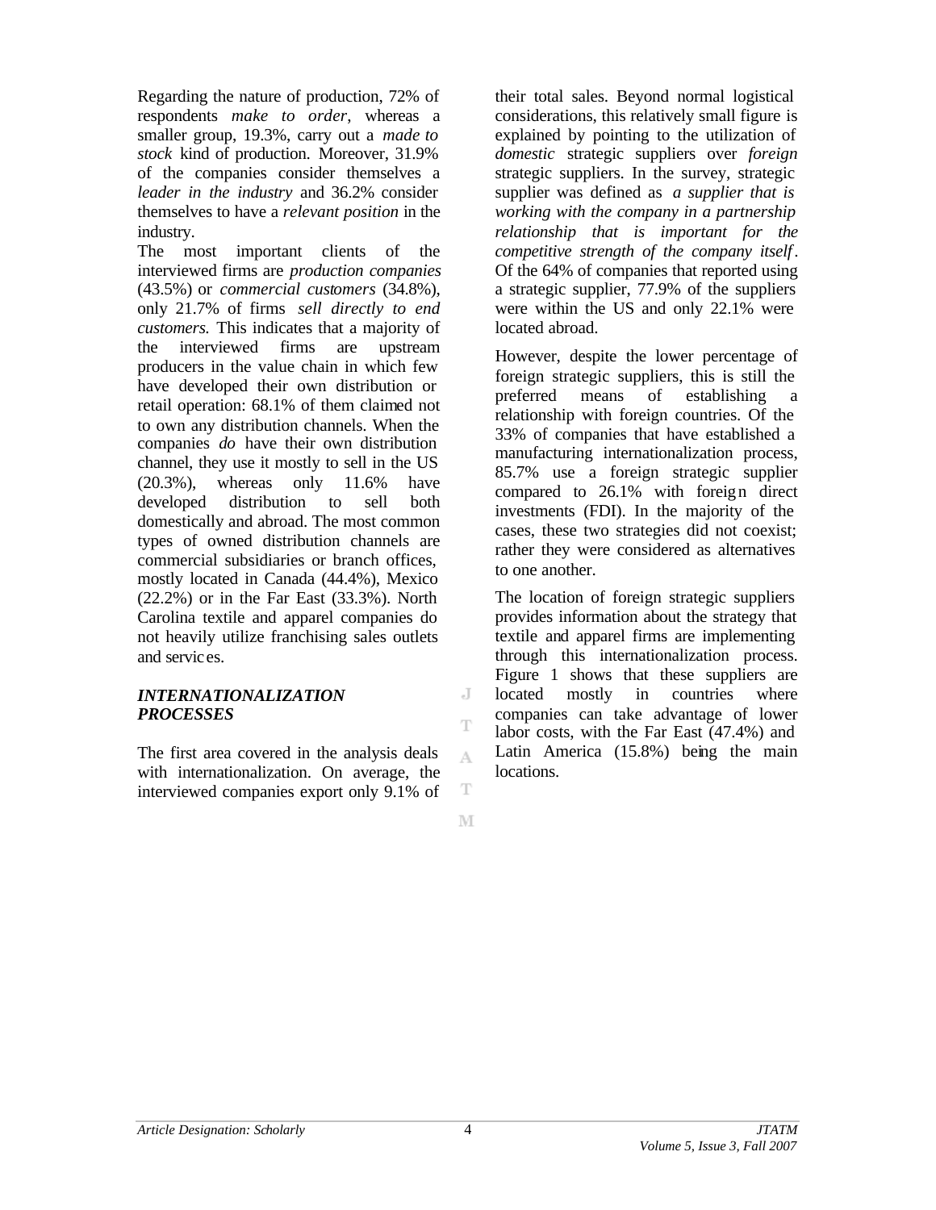Regarding the nature of production, 72% of respondents *make to order*, whereas a smaller group, 19.3%, carry out a *made to stock* kind of production. Moreover, 31.9% of the companies consider themselves a *leader in the industry* and 36.2% consider themselves to have a *relevant position* in the industry.

The most important clients of the interviewed firms are *production companies* (43.5%) or *commercial customers* (34.8%), only 21.7% of firms *sell directly to end customers.* This indicates that a majority of the interviewed firms are upstream producers in the value chain in which few have developed their own distribution or retail operation: 68.1% of them claimed not to own any distribution channels. When the companies *do* have their own distribution channel, they use it mostly to sell in the US (20.3%), whereas only 11.6% have developed distribution to sell both domestically and abroad. The most common types of owned distribution channels are commercial subsidiaries or branch offices, mostly located in Canada (44.4%), Mexico (22.2%) or in the Far East (33.3%). North Carolina textile and apparel companies do not heavily utilize franchising sales outlets and services.

## *INTERNATIONALIZATION PROCESSES*

The first area covered in the analysis deals with internationalization. On average, the interviewed companies export only 9.1% of their total sales. Beyond normal logistical considerations, this relatively small figure is explained by pointing to the utilization of *domestic* strategic suppliers over *foreign* strategic suppliers. In the survey, strategic supplier was defined as *a supplier that is working with the company in a partnership relationship that is important for the competitive strength of the company itself*. Of the 64% of companies that reported using a strategic supplier, 77.9% of the suppliers were within the US and only 22.1% were located abroad.

However, despite the lower percentage of foreign strategic suppliers, this is still the preferred means of establishing a relationship with foreign countries. Of the 33% of companies that have established a manufacturing internationalization process, 85.7% use a foreign strategic supplier compared to 26.1% with foreign direct investments (FDI). In the majority of the cases, these two strategies did not coexist; rather they were considered as alternatives to one another.

The location of foreign strategic suppliers provides information about the strategy that textile and apparel firms are implementing through this internationalization process. Figure 1 shows that these suppliers are located mostly in countries where companies can take advantage of lower labor costs, with the Far East (47.4%) and Latin America (15.8%) being the main locations.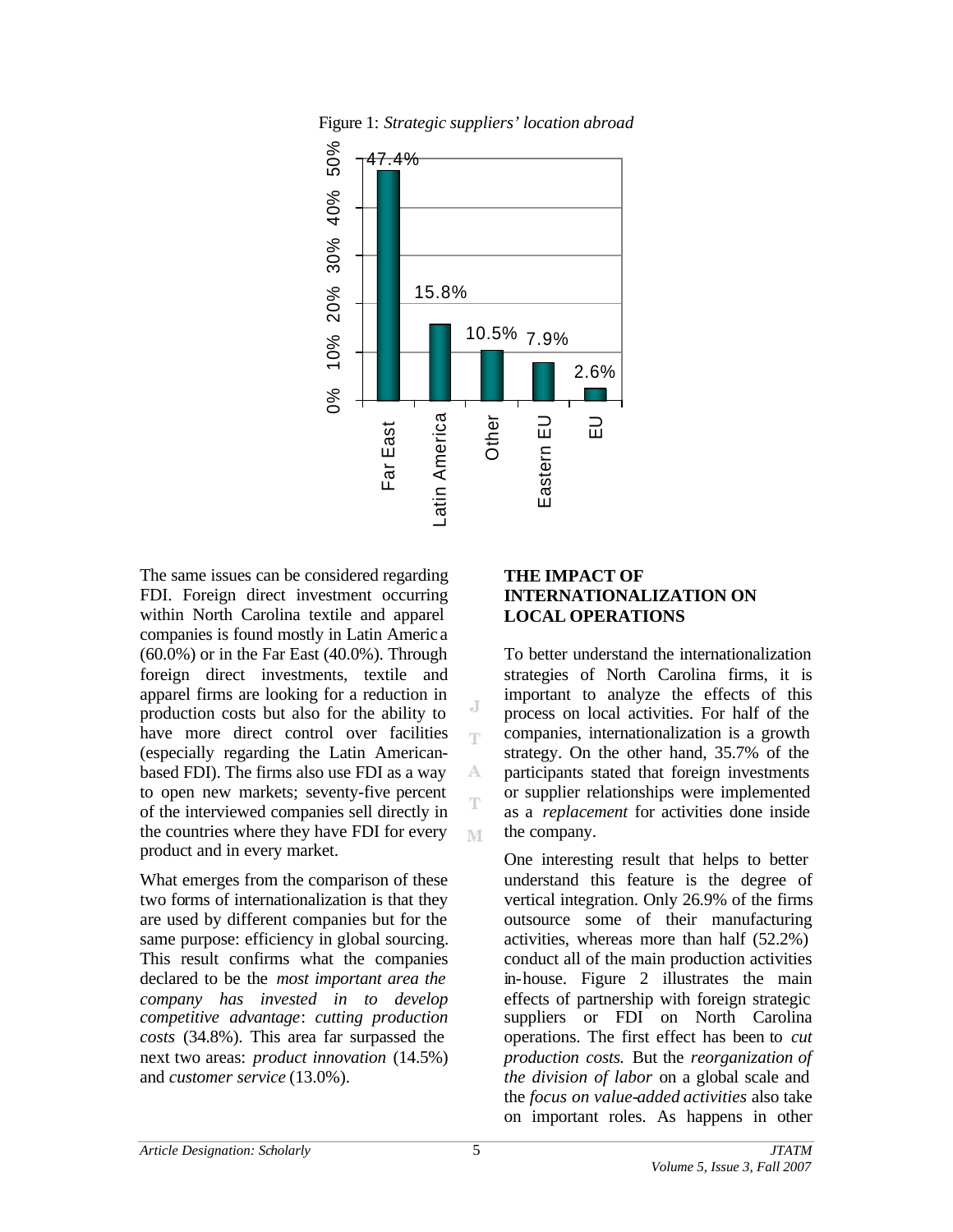Figure 1: *Strategic suppliers' location abroad*

| Location | Percentage |
|---|---|
| Far East | 47.4% |
| Latin America | 15.8% |
| Other | 10.5% |
| Eastern EU | 7.9% |
| EU | 2.6% |

The same issues can be considered regarding FDI. Foreign direct investment occurring within North Carolina textile and apparel companies is found mostly in Latin America (60.0%) or in the Far East (40.0%). Through foreign direct investments, textile and apparel firms are looking for a reduction in production costs but also for the ability to have more direct control over facilities (especially regarding the Latin American-based FDI). The firms also use FDI as a way to open new markets; seventy-five percent of the interviewed companies sell directly in the countries where they have FDI for every product and in every market.

What emerges from the comparison of these two forms of internationalization is that they are used by different companies but for the same purpose: efficiency in global sourcing. This result confirms what the companies declared to be the *most important area the company has invested in to develop competitive advantage*: *cutting production costs* (34.8%). This area far surpassed the next two areas: *product innovation* (14.5%) and *customer service* (13.0%).

## THE IMPACT OF INTERNATIONALIZATION ON LOCAL OPERATIONS

To better understand the internationalization strategies of North Carolina firms, it is important to analyze the effects of this process on local activities. For half of the companies, internationalization is a growth strategy. On the other hand, 35.7% of the participants stated that foreign investments or supplier relationships were implemented as a *replacement* for activities done inside the company.

One interesting result that helps to better understand this feature is the degree of vertical integration. Only 26.9% of the firms outsource some of their manufacturing activities, whereas more than half (52.2%) conduct all of the main production activities in-house. Figure 2 illustrates the main effects of partnership with foreign strategic suppliers or FDI on North Carolina operations. The first effect has been to *cut production costs.* But the *reorganization of the division of labor* on a global scale and the *focus on value-added activities* also take on important roles. As happens in other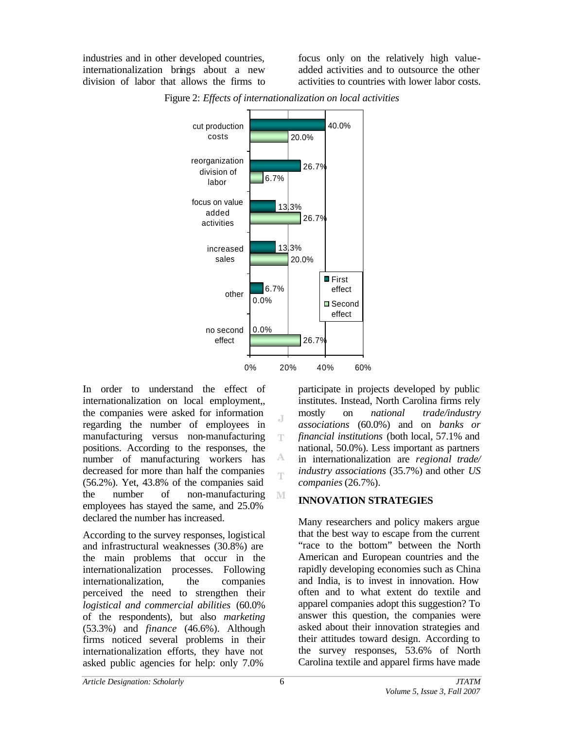industries and in other developed countries, internationalization brings about a new division of labor that allows the firms to focus only on the relatively high value-added activities and to outsource the other activities to countries with lower labor costs.

Figure 2: *Effects of internationalization on local activities*

| | First effect | Second effect |
|---|---|---|
| cut production costs | 40.0% | 20.0% |
| reorganization division of labor | 26.7% | 6.7% |
| focus on value added activities | 13.3% | 26.7% |
| increased sales | 13.3% | 20.0% |
| other | 6.7% | 0.0% |
| no second effect | 0.0% | 26.7% |

In order to understand the effect of internationalization on local employment,, the companies were asked for information regarding the number of employees in manufacturing versus non-manufacturing positions. According to the responses, the number of manufacturing workers has decreased for more than half the companies (56.2%). Yet, 43.8% of the companies said the number of non-manufacturing employees has stayed the same, and 25.0% declared the number has increased.

According to the survey responses, logistical and infrastructural weaknesses (30.8%) are the main problems that occur in the internationalization processes. Following internationalization, the companies perceived the need to strengthen their *logistical and commercial abilities* (60.0% of the respondents), but also *marketing* (53.3%) and *finance* (46.6%). Although firms noticed several problems in their internationalization efforts, they have not asked public agencies for help: only 7.0% participate in projects developed by public institutes. Instead, North Carolina firms rely mostly on *national trade/industry associations* (60.0%) and on *banks or financial institutions* (both local, 57.1% and national, 50.0%). Less important as partners in internationalization are *regional trade/ industry associations* (35.7%) and other *US companies* (26.7%).

## INNOVATION STRATEGIES

Many researchers and policy makers argue that the best way to escape from the current "race to the bottom" between the North American and European countries and the rapidly developing economies such as China and India, is to invest in innovation. How often and to what extent do textile and apparel companies adopt this suggestion? To answer this question, the companies were asked about their innovation strategies and their attitudes toward design. According to the survey responses, 53.6% of North Carolina textile and apparel firms have made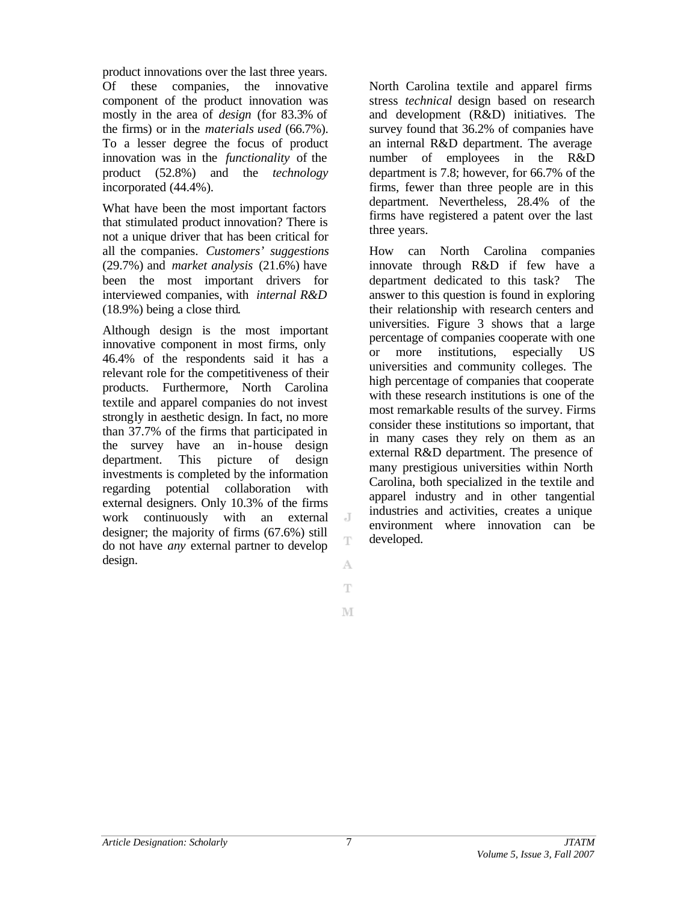product innovations over the last three years. Of these companies, the innovative component of the product innovation was mostly in the area of *design* (for 83.3% of the firms) or in the *materials used* (66.7%). To a lesser degree the focus of product innovation was in the *functionality* of the product (52.8%) and the *technology* incorporated (44.4%).

What have been the most important factors that stimulated product innovation? There is not a unique driver that has been critical for all the companies. *Customers' suggestions* (29.7%) and *market analysis* (21.6%) have been the most important drivers for interviewed companies, with *internal R&D* (18.9%) being a close third.

Although design is the most important innovative component in most firms, only 46.4% of the respondents said it has a relevant role for the competitiveness of their products. Furthermore, North Carolina textile and apparel companies do not invest strongly in aesthetic design. In fact, no more than 37.7% of the firms that participated in the survey have an in-house design department. This picture of design investments is completed by the information regarding potential collaboration with external designers. Only 10.3% of the firms work continuously with an external designer; the majority of firms (67.6%) still do not have *any* external partner to develop design.

North Carolina textile and apparel firms stress *technical* design based on research and development (R&D) initiatives. The survey found that 36.2% of companies have an internal R&D department. The average number of employees in the R&D department is 7.8; however, for 66.7% of the firms, fewer than three people are in this department. Nevertheless, 28.4% of the firms have registered a patent over the last three years.

How can North Carolina companies innovate through R&D if few have a department dedicated to this task? The answer to this question is found in exploring their relationship with research centers and universities. Figure 3 shows that a large percentage of companies cooperate with one or more institutions, especially US universities and community colleges. The high percentage of companies that cooperate with these research institutions is one of the most remarkable results of the survey. Firms consider these institutions so important, that in many cases they rely on them as an external R&D department. The presence of many prestigious universities within North Carolina, both specialized in the textile and apparel industry and in other tangential industries and activities, creates a unique environment where innovation can be developed.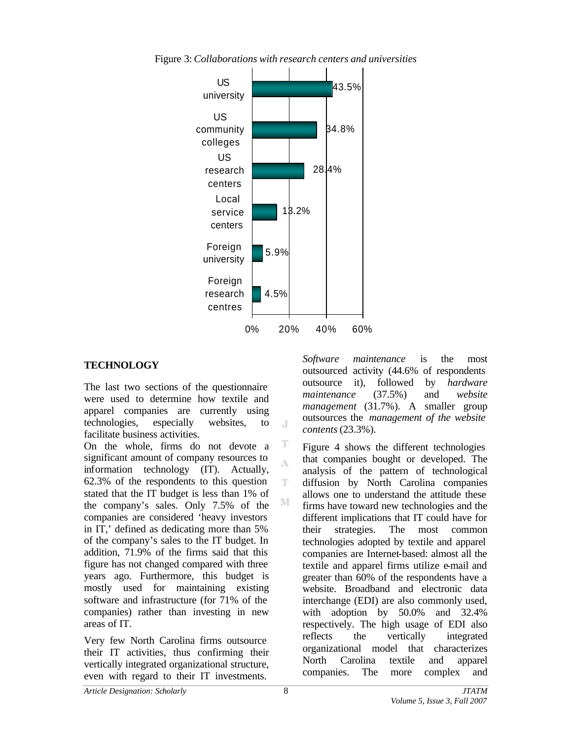Figure 3: *Collaborations with research centers and universities*

| Category | Percentage |
|---|---|
| US university | 43.5% |
| US community colleges | 34.8% |
| US research centers | 28.4% |
| Local service centers | 13.2% |
| Foreign university | 5.9% |
| Foreign research centres | 4.5% |

## TECHNOLOGY

The last two sections of the questionnaire were used to determine how textile and apparel companies are currently using technologies, especially websites, to facilitate business activities.

On the whole, firms do not devote a significant amount of company resources to information technology (IT). Actually, 62.3% of the respondents to this question stated that the IT budget is less than 1% of the company's sales. Only 7.5% of the companies are considered 'heavy investors in IT,' defined as dedicating more than 5% of the company's sales to the IT budget. In addition, 71.9% of the firms said that this figure has not changed compared with three years ago. Furthermore, this budget is mostly used for maintaining existing software and infrastructure (for 71% of the companies) rather than investing in new areas of IT.

Very few North Carolina firms outsource their IT activities, thus confirming their vertically integrated organizational structure, even with regard to their IT investments. *Software maintenance* is the most outsourced activity (44.6% of respondents outsource it), followed by *hardware maintenance* (37.5%) and *website management* (31.7%). A smaller group outsources the *management of the website contents* (23.3%).

Figure 4 shows the different technologies that companies bought or developed. The analysis of the pattern of technological diffusion by North Carolina companies allows one to understand the attitude these firms have toward new technologies and the different implications that IT could have for their strategies. The most common technologies adopted by textile and apparel companies are Internet-based: almost all the textile and apparel firms utilize e-mail and greater than 60% of the respondents have a website. Broadband and electronic data interchange (EDI) are also commonly used, with adoption by 50.0% and 32.4% respectively. The high usage of EDI also reflects the vertically integrated organizational model that characterizes North Carolina textile and apparel companies. The more complex and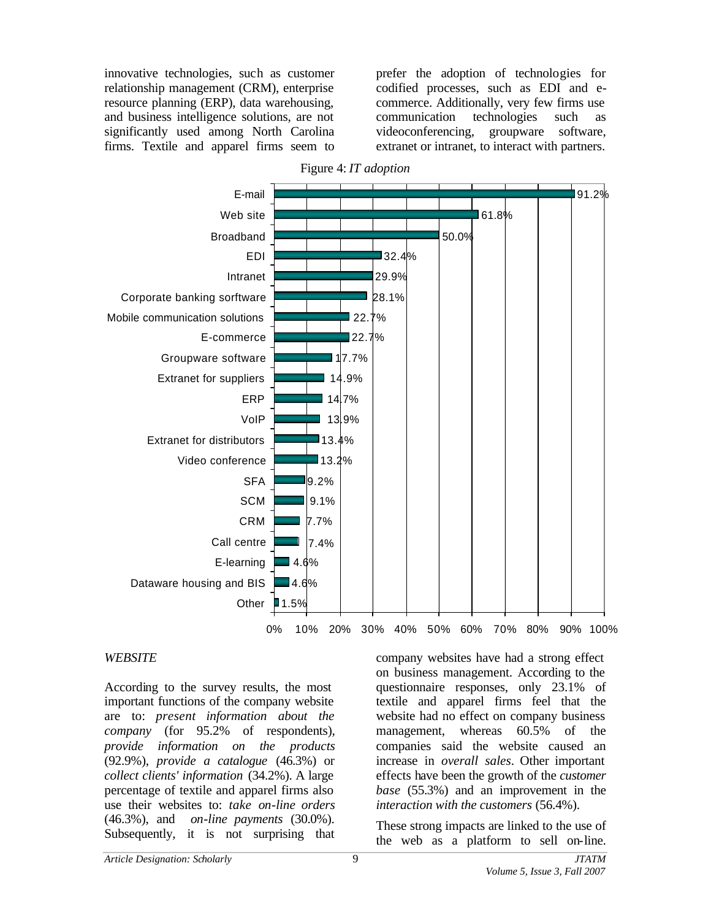innovative technologies, such as customer relationship management (CRM), enterprise resource planning (ERP), data warehousing, and business intelligence solutions, are not significantly used among North Carolina firms. Textile and apparel firms seem to prefer the adoption of technologies for codified processes, such as EDI and e-commerce. Additionally, very few firms use communication technologies such as videoconferencing, groupware software, extranet or intranet, to interact with partners.

Figure 4: *IT adoption*

| Technology | Adoption |
|---|---|
| E-mail | 91.2% |
| Web site | 61.8% |
| Broadband | 50.0% |
| EDI | 32.4% |
| Intranet | 29.9% |
| Corporate banking sorftware | 28.1% |
| Mobile communication solutions | 22.7% |
| E-commerce | 22.7% |
| Groupware software | 17.7% |
| Extranet for suppliers | 14.9% |
| ERP | 14.7% |
| VoIP | 13.9% |
| Extranet for distributors | 13.4% |
| Video conference | 13.2% |
| SFA | 9.2% |
| SCM | 9.1% |
| CRM | 7.7% |
| Call centre | 7.4% |
| E-learning | 4.6% |
| Dataware housing and BIS | 4.6% |
| Other | 1.5% |

### *WEBSITE*

According to the survey results, the most important functions of the company website are to: *present information about the company* (for 95.2% of respondents), *provide information on the products* (92.9%), *provide a catalogue* (46.3%) or *collect clients' information* (34.2%). A large percentage of textile and apparel firms also use their websites to: *take on-line orders* (46.3%), and *on-line payments* (30.0%). Subsequently, it is not surprising that company websites have had a strong effect on business management. According to the questionnaire responses, only 23.1% of textile and apparel firms feel that the website had no effect on company business management, whereas 60.5% of the companies said the website caused an increase in *overall sales*. Other important effects have been the growth of the *customer base* (55.3%) and an improvement in the *interaction with the customers* (56.4%).

These strong impacts are linked to the use of the web as a platform to sell on-line.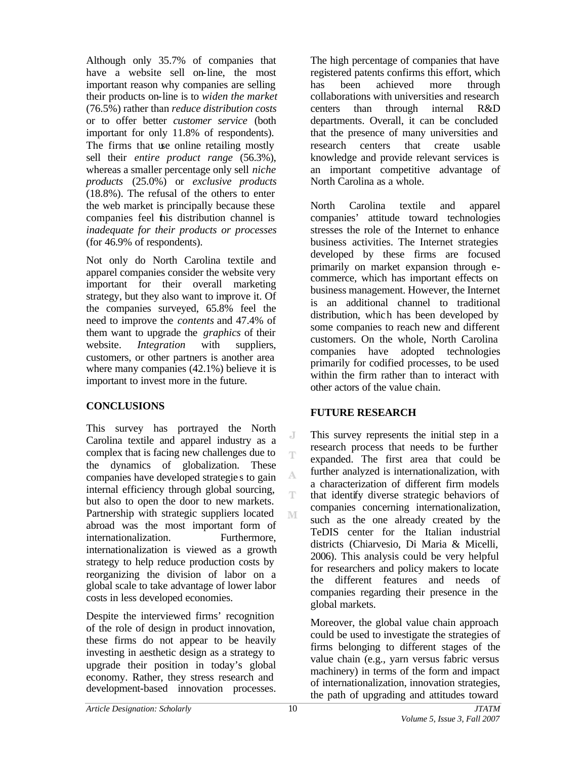Although only 35.7% of companies that have a website sell on-line, the most important reason why companies are selling their products on-line is to *widen the market* (76.5%) rather than *reduce distribution costs* or to offer better *customer service* (both important for only 11.8% of respondents). The firms that use online retailing mostly sell their *entire product range* (56.3%), whereas a smaller percentage only sell *niche products* (25.0%) or *exclusive products* (18.8%). The refusal of the others to enter the web market is principally because these companies feel this distribution channel is *inadequate for their products or processes* (for 46.9% of respondents).

Not only do North Carolina textile and apparel companies consider the website very important for their overall marketing strategy, but they also want to improve it. Of the companies surveyed, 65.8% feel the need to improve the *contents* and 47.4% of them want to upgrade the *graphics* of their website. *Integration* with suppliers, customers, or other partners is another area where many companies (42.1%) believe it is important to invest more in the future.

## CONCLUSIONS

This survey has portrayed the North Carolina textile and apparel industry as a complex that is facing new challenges due to the dynamics of globalization. These companies have developed strategies to gain internal efficiency through global sourcing, but also to open the door to new markets. Partnership with strategic suppliers located abroad was the most important form of internationalization. Furthermore, internationalization is viewed as a growth strategy to help reduce production costs by reorganizing the division of labor on a global scale to take advantage of lower labor costs in less developed economies.

Despite the interviewed firms' recognition of the role of design in product innovation, these firms do not appear to be heavily investing in aesthetic design as a strategy to upgrade their position in today's global economy. Rather, they stress research and development-based innovation processes. The high percentage of companies that have registered patents confirms this effort, which has been achieved more through collaborations with universities and research centers than through internal R&D departments. Overall, it can be concluded that the presence of many universities and research centers that create usable knowledge and provide relevant services is an important competitive advantage of North Carolina as a whole.

North Carolina textile and apparel companies' attitude toward technologies stresses the role of the Internet to enhance business activities. The Internet strategies developed by these firms are focused primarily on market expansion through e-commerce, which has important effects on business management. However, the Internet is an additional channel to traditional distribution, which has been developed by some companies to reach new and different customers. On the whole, North Carolina companies have adopted technologies primarily for codified processes, to be used within the firm rather than to interact with other actors of the value chain.

## FUTURE RESEARCH

This survey represents the initial step in a research process that needs to be further expanded. The first area that could be further analyzed is internationalization, with a characterization of different firm models that identify diverse strategic behaviors of companies concerning internationalization, such as the one already created by the TeDIS center for the Italian industrial districts (Chiarvesio, Di Maria & Micelli, 2006). This analysis could be very helpful for researchers and policy makers to locate the different features and needs of companies regarding their presence in the global markets.

Moreover, the global value chain approach could be used to investigate the strategies of firms belonging to different stages of the value chain (e.g., yarn versus fabric versus machinery) in terms of the form and impact of internationalization, innovation strategies, the path of upgrading and attitudes toward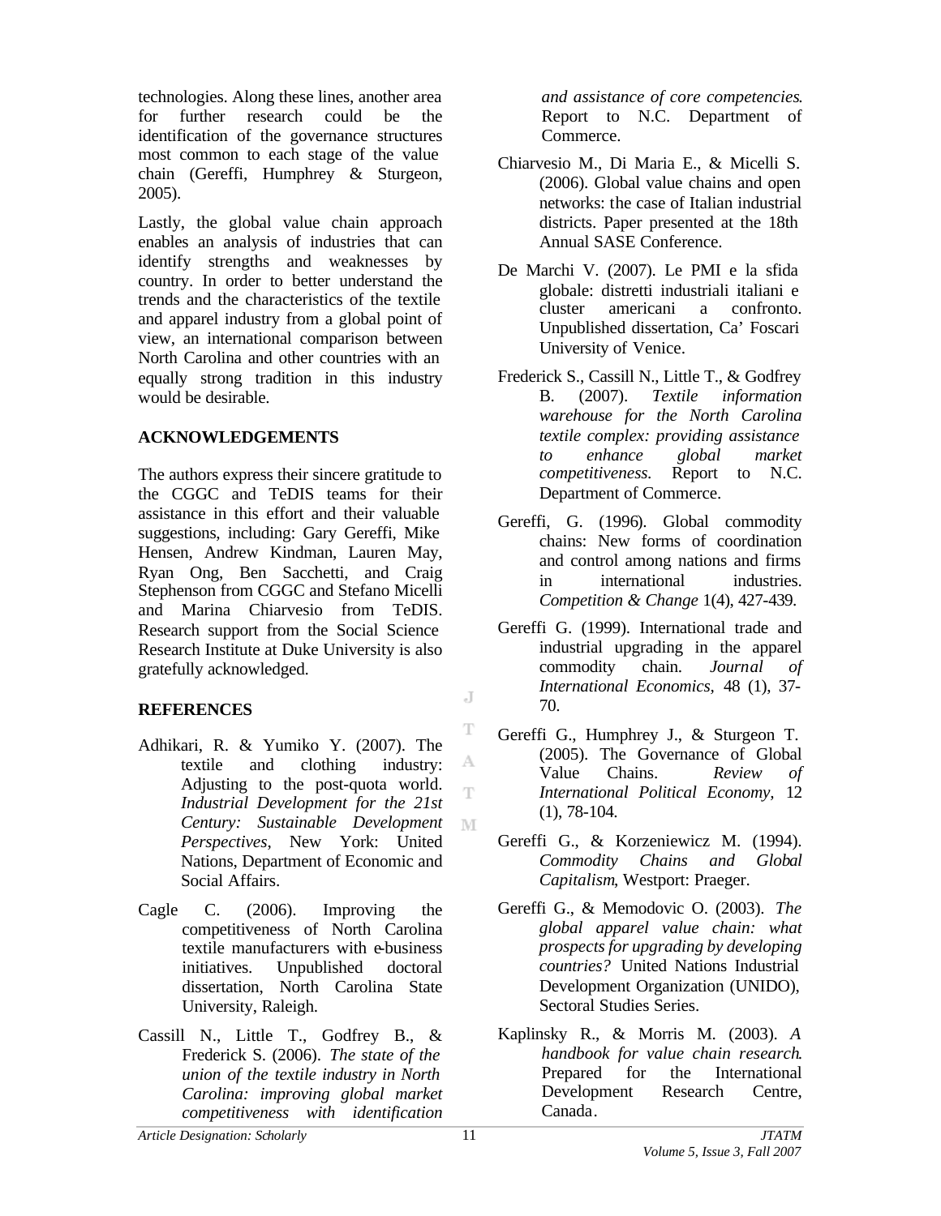technologies. Along these lines, another area for further research could be the identification of the governance structures most common to each stage of the value chain (Gereffi, Humphrey & Sturgeon, 2005).

Lastly, the global value chain approach enables an analysis of industries that can identify strengths and weaknesses by country. In order to better understand the trends and the characteristics of the textile and apparel industry from a global point of view, an international comparison between North Carolina and other countries with an equally strong tradition in this industry would be desirable.

## ACKNOWLEDGEMENTS

The authors express their sincere gratitude to the CGGC and TeDIS teams for their assistance in this effort and their valuable suggestions, including: Gary Gereffi, Mike Hensen, Andrew Kindman, Lauren May, Ryan Ong, Ben Sacchetti, and Craig Stephenson from CGGC and Stefano Micelli and Marina Chiarvesio from TeDIS. Research support from the Social Science Research Institute at Duke University is also gratefully acknowledged.

## REFERENCES

Adhikari, R. & Yumiko Y. (2007). The textile and clothing industry: Adjusting to the post-quota world. *Industrial Development for the 21st Century: Sustainable Development Perspectives*, New York: United Nations, Department of Economic and Social Affairs.

Cagle C. (2006). Improving the competitiveness of North Carolina textile manufacturers with e-business initiatives. Unpublished doctoral dissertation, North Carolina State University, Raleigh.

Cassill N., Little T., Godfrey B., & Frederick S. (2006). *The state of the union of the textile industry in North Carolina: improving global market competitiveness with identification and assistance of core competencies*. Report to N.C. Department of Commerce.

Chiarvesio M., Di Maria E., & Micelli S. (2006). Global value chains and open networks: the case of Italian industrial districts. Paper presented at the 18th Annual SASE Conference.

De Marchi V. (2007). Le PMI e la sfida globale: distretti industriali italiani e cluster americani a confronto. Unpublished dissertation, Ca' Foscari University of Venice.

Frederick S., Cassill N., Little T., & Godfrey B. (2007). *Textile information warehouse for the North Carolina textile complex: providing assistance to enhance global market competitiveness.* Report to N.C. Department of Commerce.

Gereffi, G. (1996). Global commodity chains: New forms of coordination and control among nations and firms in international industries. *Competition & Change* 1(4), 427-439.

Gereffi G. (1999). International trade and industrial upgrading in the apparel commodity chain. *Journal of International Economics*, 48 (1), 37-70.

Gereffi G., Humphrey J., & Sturgeon T. (2005). The Governance of Global Value Chains. *Review of International Political Economy*, 12 (1), 78-104.

Gereffi G., & Korzeniewicz M. (1994). *Commodity Chains and Global Capitalism*, Westport: Praeger.

Gereffi G., & Memodovic O. (2003). *The global apparel value chain: what prospects for upgrading by developing countries?* United Nations Industrial Development Organization (UNIDO), Sectoral Studies Series.

Kaplinsky R., & Morris M. (2003). *A handbook for value chain research*. Prepared for the International Development Research Centre, Canada.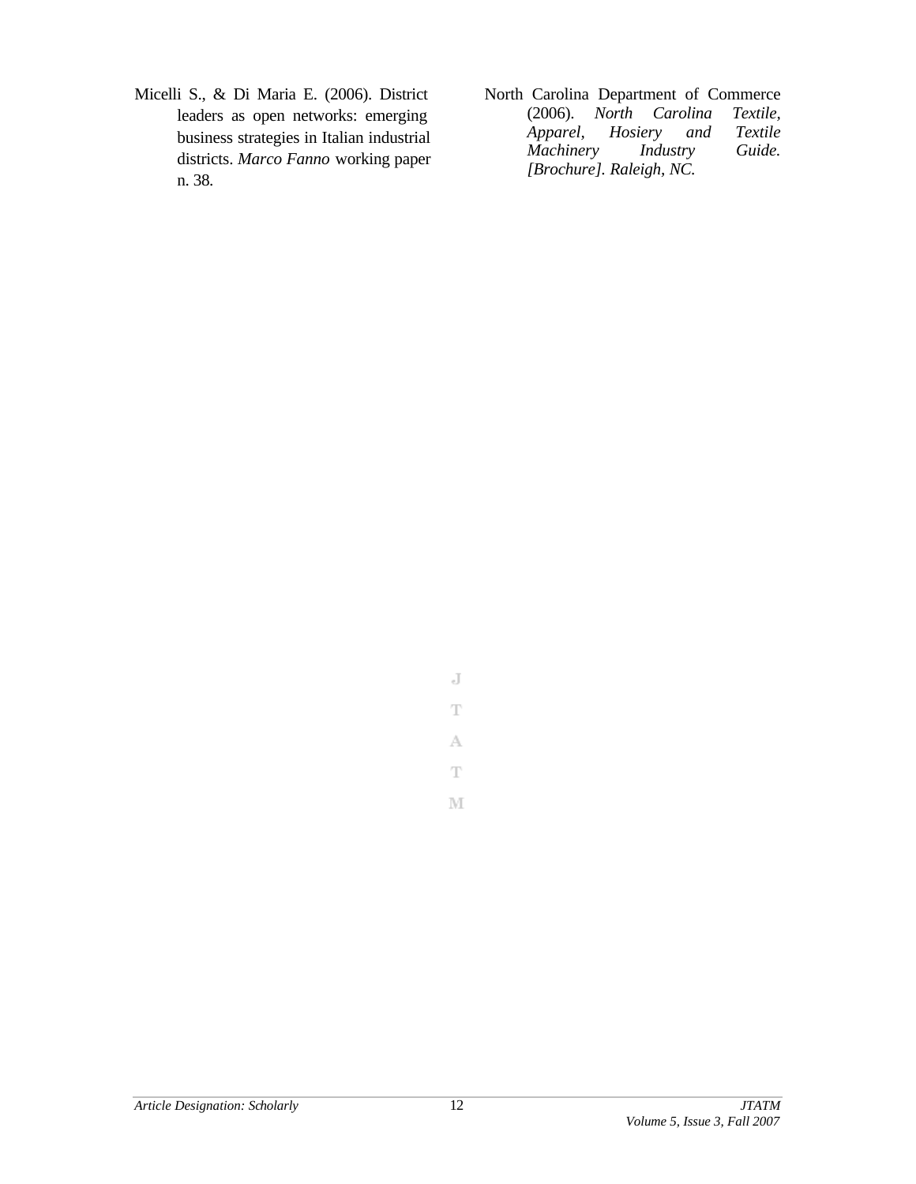Micelli S., & Di Maria E. (2006). District leaders as open networks: emerging business strategies in Italian industrial districts. *Marco Fanno* working paper n. 38.

North Carolina Department of Commerce (2006). *North Carolina Textile, Apparel, Hosiery and Textile Machinery Industry Guide. [Brochure]. Raleigh, NC.*